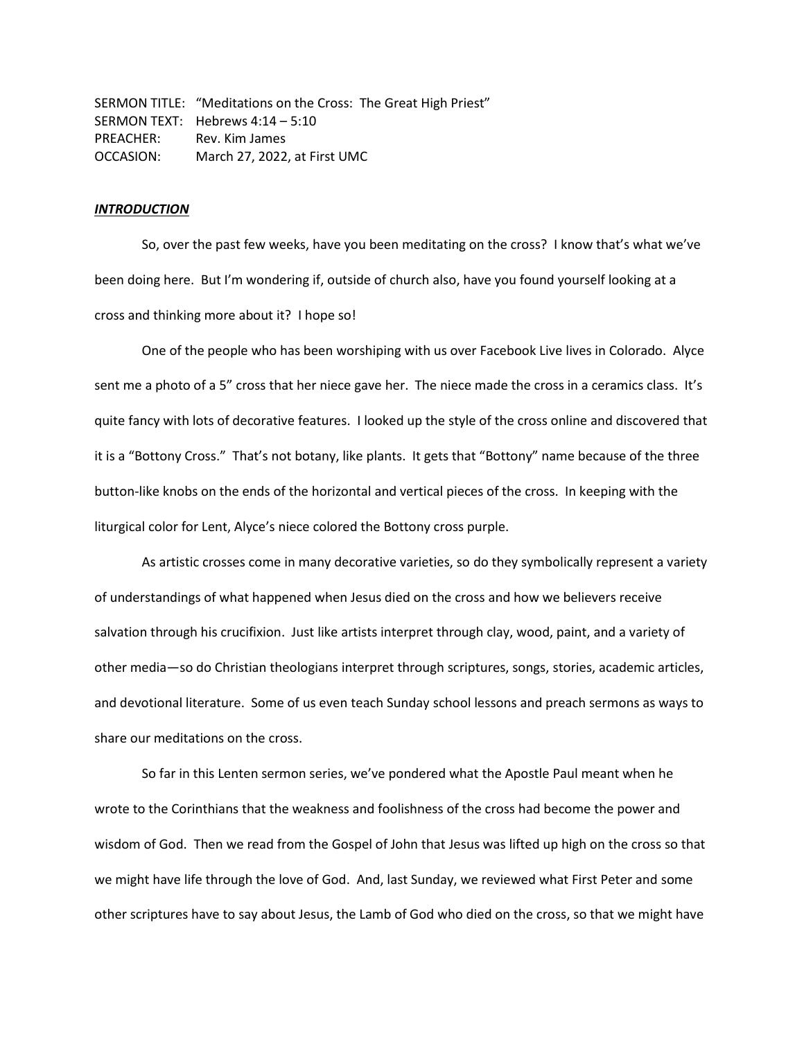SERMON TITLE: "Meditations on the Cross: The Great High Priest"
SERMON TEXT: Hebrews 4:14 – 5:10
PREACHER: Rev. Kim James
OCCASION: March 27, 2022, at First UMC

***INTRODUCTION***

So, over the past few weeks, have you been meditating on the cross? I know that's what we've been doing here. But I'm wondering if, outside of church also, have you found yourself looking at a cross and thinking more about it? I hope so!

One of the people who has been worshiping with us over Facebook Live lives in Colorado. Alyce sent me a photo of a 5" cross that her niece gave her. The niece made the cross in a ceramics class. It's quite fancy with lots of decorative features. I looked up the style of the cross online and discovered that it is a "Bottony Cross." That's not botany, like plants. It gets that "Bottony" name because of the three button-like knobs on the ends of the horizontal and vertical pieces of the cross. In keeping with the liturgical color for Lent, Alyce's niece colored the Bottony cross purple.

As artistic crosses come in many decorative varieties, so do they symbolically represent a variety of understandings of what happened when Jesus died on the cross and how we believers receive salvation through his crucifixion. Just like artists interpret through clay, wood, paint, and a variety of other media—so do Christian theologians interpret through scriptures, songs, stories, academic articles, and devotional literature. Some of us even teach Sunday school lessons and preach sermons as ways to share our meditations on the cross.

So far in this Lenten sermon series, we've pondered what the Apostle Paul meant when he wrote to the Corinthians that the weakness and foolishness of the cross had become the power and wisdom of God. Then we read from the Gospel of John that Jesus was lifted up high on the cross so that we might have life through the love of God. And, last Sunday, we reviewed what First Peter and some other scriptures have to say about Jesus, the Lamb of God who died on the cross, so that we might have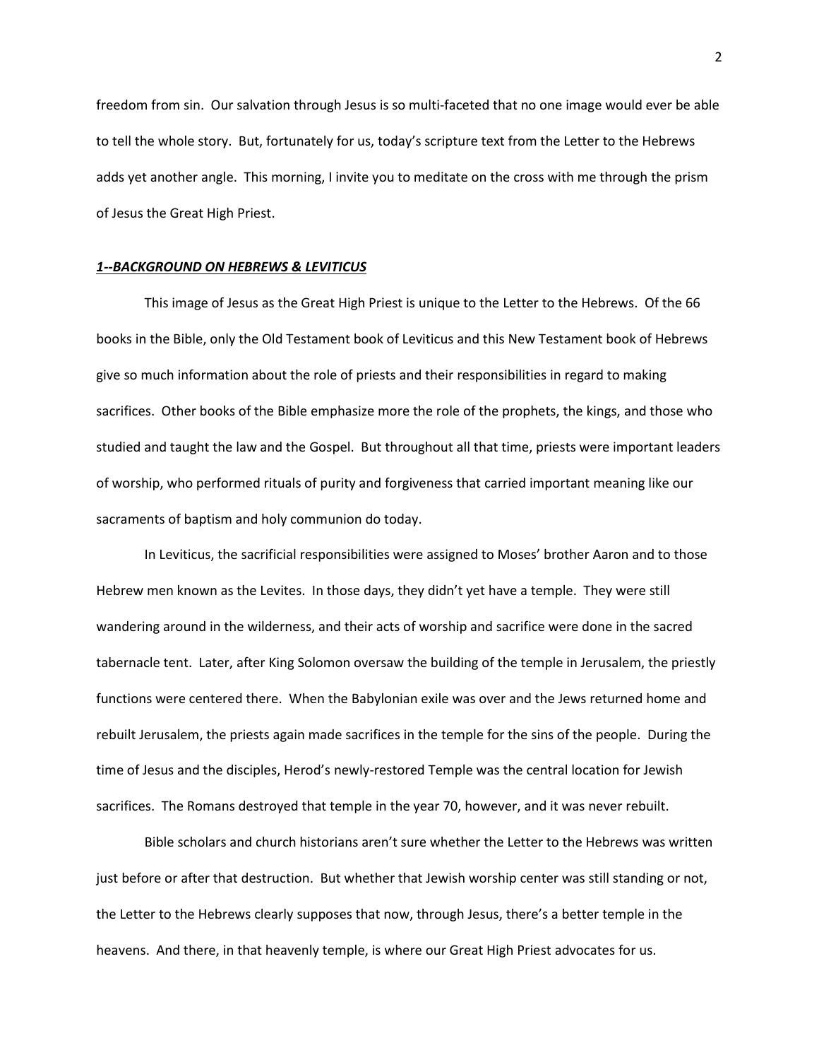freedom from sin. Our salvation through Jesus is so multi-faceted that no one image would ever be able to tell the whole story. But, fortunately for us, today's scripture text from the Letter to the Hebrews adds yet another angle. This morning, I invite you to meditate on the cross with me through the prism of Jesus the Great High Priest.

***1--BACKGROUND ON HEBREWS & LEVITICUS***

This image of Jesus as the Great High Priest is unique to the Letter to the Hebrews. Of the 66 books in the Bible, only the Old Testament book of Leviticus and this New Testament book of Hebrews give so much information about the role of priests and their responsibilities in regard to making sacrifices. Other books of the Bible emphasize more the role of the prophets, the kings, and those who studied and taught the law and the Gospel. But throughout all that time, priests were important leaders of worship, who performed rituals of purity and forgiveness that carried important meaning like our sacraments of baptism and holy communion do today.

In Leviticus, the sacrificial responsibilities were assigned to Moses' brother Aaron and to those Hebrew men known as the Levites. In those days, they didn't yet have a temple. They were still wandering around in the wilderness, and their acts of worship and sacrifice were done in the sacred tabernacle tent. Later, after King Solomon oversaw the building of the temple in Jerusalem, the priestly functions were centered there. When the Babylonian exile was over and the Jews returned home and rebuilt Jerusalem, the priests again made sacrifices in the temple for the sins of the people. During the time of Jesus and the disciples, Herod's newly-restored Temple was the central location for Jewish sacrifices. The Romans destroyed that temple in the year 70, however, and it was never rebuilt.

Bible scholars and church historians aren't sure whether the Letter to the Hebrews was written just before or after that destruction. But whether that Jewish worship center was still standing or not, the Letter to the Hebrews clearly supposes that now, through Jesus, there's a better temple in the heavens. And there, in that heavenly temple, is where our Great High Priest advocates for us.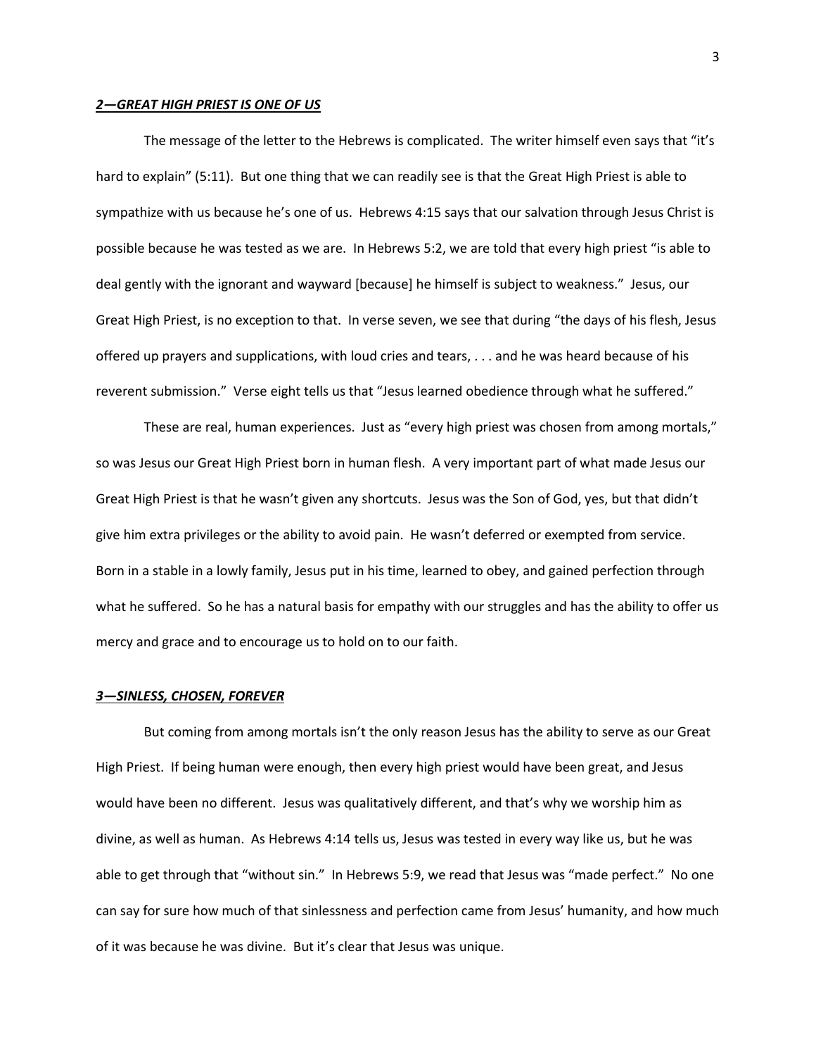***2—GREAT HIGH PRIEST IS ONE OF US***

The message of the letter to the Hebrews is complicated. The writer himself even says that "it's hard to explain" (5:11). But one thing that we can readily see is that the Great High Priest is able to sympathize with us because he's one of us. Hebrews 4:15 says that our salvation through Jesus Christ is possible because he was tested as we are. In Hebrews 5:2, we are told that every high priest "is able to deal gently with the ignorant and wayward [because] he himself is subject to weakness." Jesus, our Great High Priest, is no exception to that. In verse seven, we see that during "the days of his flesh, Jesus offered up prayers and supplications, with loud cries and tears, . . . and he was heard because of his reverent submission." Verse eight tells us that "Jesus learned obedience through what he suffered."

These are real, human experiences. Just as "every high priest was chosen from among mortals," so was Jesus our Great High Priest born in human flesh. A very important part of what made Jesus our Great High Priest is that he wasn't given any shortcuts. Jesus was the Son of God, yes, but that didn't give him extra privileges or the ability to avoid pain. He wasn't deferred or exempted from service. Born in a stable in a lowly family, Jesus put in his time, learned to obey, and gained perfection through what he suffered. So he has a natural basis for empathy with our struggles and has the ability to offer us mercy and grace and to encourage us to hold on to our faith.

***3—SINLESS, CHOSEN, FOREVER***

But coming from among mortals isn't the only reason Jesus has the ability to serve as our Great High Priest. If being human were enough, then every high priest would have been great, and Jesus would have been no different. Jesus was qualitatively different, and that's why we worship him as divine, as well as human. As Hebrews 4:14 tells us, Jesus was tested in every way like us, but he was able to get through that "without sin." In Hebrews 5:9, we read that Jesus was "made perfect." No one can say for sure how much of that sinlessness and perfection came from Jesus' humanity, and how much of it was because he was divine. But it's clear that Jesus was unique.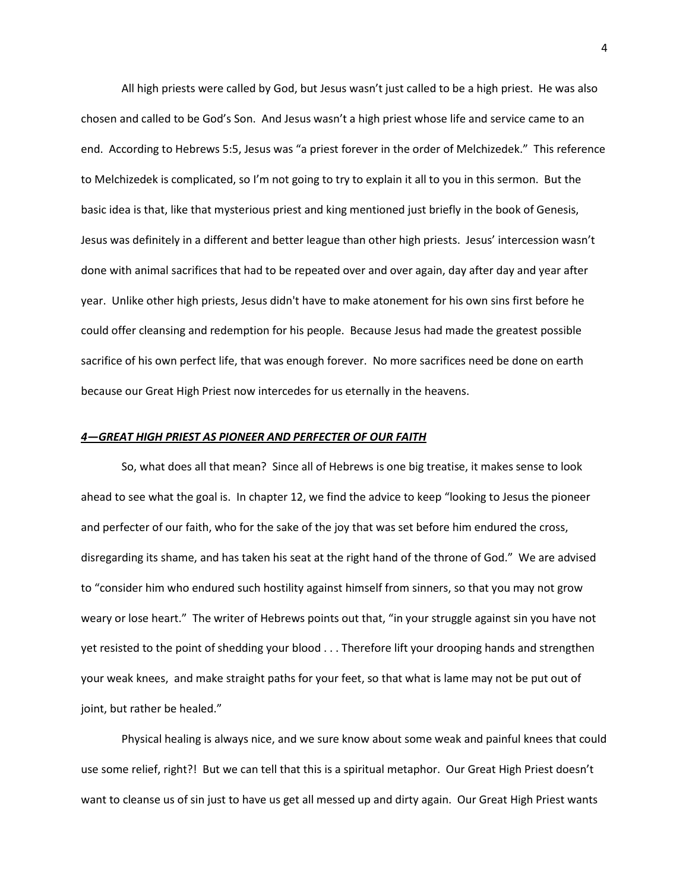All high priests were called by God, but Jesus wasn't just called to be a high priest. He was also chosen and called to be God's Son. And Jesus wasn't a high priest whose life and service came to an end. According to Hebrews 5:5, Jesus was "a priest forever in the order of Melchizedek." This reference to Melchizedek is complicated, so I'm not going to try to explain it all to you in this sermon. But the basic idea is that, like that mysterious priest and king mentioned just briefly in the book of Genesis, Jesus was definitely in a different and better league than other high priests. Jesus' intercession wasn't done with animal sacrifices that had to be repeated over and over again, day after day and year after year. Unlike other high priests, Jesus didn't have to make atonement for his own sins first before he could offer cleansing and redemption for his people. Because Jesus had made the greatest possible sacrifice of his own perfect life, that was enough forever. No more sacrifices need be done on earth because our Great High Priest now intercedes for us eternally in the heavens.

### ***4—GREAT HIGH PRIEST AS PIONEER AND PERFECTER OF OUR FAITH***

So, what does all that mean? Since all of Hebrews is one big treatise, it makes sense to look ahead to see what the goal is. In chapter 12, we find the advice to keep "looking to Jesus the pioneer and perfecter of our faith, who for the sake of the joy that was set before him endured the cross, disregarding its shame, and has taken his seat at the right hand of the throne of God." We are advised to "consider him who endured such hostility against himself from sinners, so that you may not grow weary or lose heart." The writer of Hebrews points out that, "in your struggle against sin you have not yet resisted to the point of shedding your blood . . . Therefore lift your drooping hands and strengthen your weak knees, and make straight paths for your feet, so that what is lame may not be put out of joint, but rather be healed."

Physical healing is always nice, and we sure know about some weak and painful knees that could use some relief, right?! But we can tell that this is a spiritual metaphor. Our Great High Priest doesn't want to cleanse us of sin just to have us get all messed up and dirty again. Our Great High Priest wants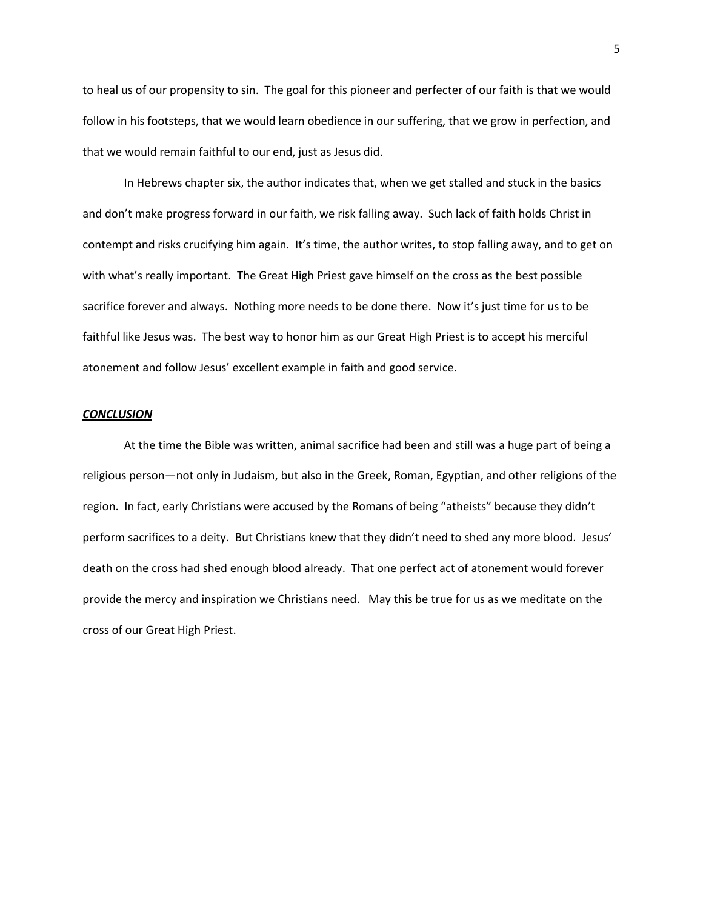to heal us of our propensity to sin. The goal for this pioneer and perfecter of our faith is that we would follow in his footsteps, that we would learn obedience in our suffering, that we grow in perfection, and that we would remain faithful to our end, just as Jesus did.

In Hebrews chapter six, the author indicates that, when we get stalled and stuck in the basics and don't make progress forward in our faith, we risk falling away. Such lack of faith holds Christ in contempt and risks crucifying him again. It's time, the author writes, to stop falling away, and to get on with what's really important. The Great High Priest gave himself on the cross as the best possible sacrifice forever and always. Nothing more needs to be done there. Now it's just time for us to be faithful like Jesus was. The best way to honor him as our Great High Priest is to accept his merciful atonement and follow Jesus' excellent example in faith and good service.

***CONCLUSION***

At the time the Bible was written, animal sacrifice had been and still was a huge part of being a religious person—not only in Judaism, but also in the Greek, Roman, Egyptian, and other religions of the region. In fact, early Christians were accused by the Romans of being "atheists" because they didn't perform sacrifices to a deity. But Christians knew that they didn't need to shed any more blood. Jesus' death on the cross had shed enough blood already. That one perfect act of atonement would forever provide the mercy and inspiration we Christians need. May this be true for us as we meditate on the cross of our Great High Priest.